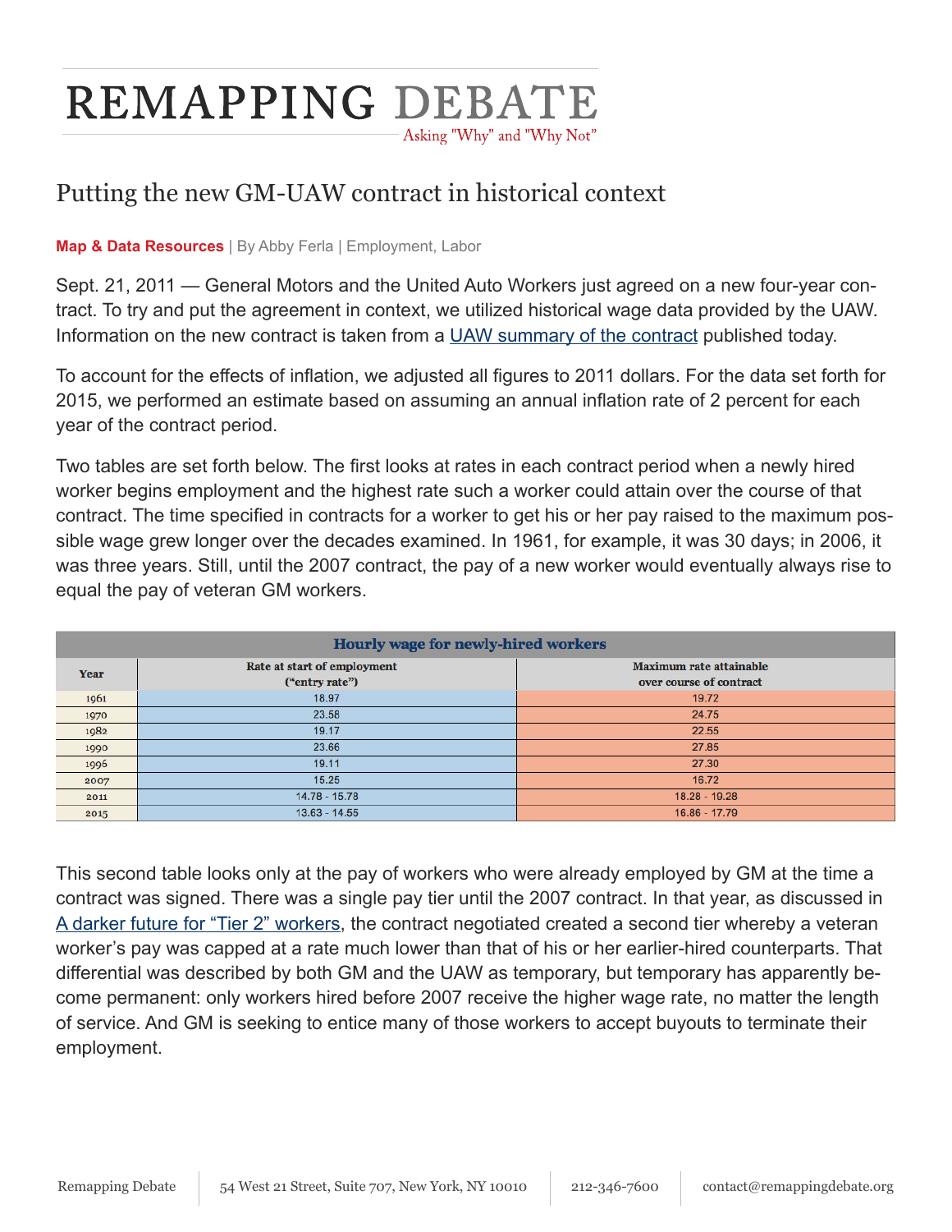# REMAPPING DEBATE

Asking "Why" and "Why Not"

## Putting the new GM-UAW contract in historical context

**Map & Data Resources** | By Abby Ferla | Employment, Labor

Sept. 21, 2011 — General Motors and the United Auto Workers just agreed on a new four-year contract. To try and put the agreement in context, we utilized historical wage data provided by the UAW. Information on the new contract is taken from a [UAW summary of the contract](#) published today.

To account for the effects of inflation, we adjusted all figures to 2011 dollars. For the data set forth for 2015, we performed an estimate based on assuming an annual inflation rate of 2 percent for each year of the contract period.

Two tables are set forth below. The first looks at rates in each contract period when a newly hired worker begins employment and the highest rate such a worker could attain over the course of that contract. The time specified in contracts for a worker to get his or her pay raised to the maximum possible wage grew longer over the decades examined. In 1961, for example, it was 30 days; in 2006, it was three years. Still, until the 2007 contract, the pay of a new worker would eventually always rise to equal the pay of veteran GM workers.

**Hourly wage for newly-hired workers**

| Year | Rate at start of employment ("entry rate") | Maximum rate attainable over course of contract |
|---|---|---|
| 1961 | 18.97 | 19.72 |
| 1970 | 23.58 | 24.75 |
| 1982 | 19.17 | 22.55 |
| 1990 | 23.66 | 27.85 |
| 1996 | 19.11 | 27.30 |
| 2007 | 15.25 | 16.72 |
| 2011 | 14.78 - 15.78 | 18.28 - 19.28 |
| 2015 | 13.63 - 14.55 | 16.86 - 17.79 |

This second table looks only at the pay of workers who were already employed by GM at the time a contract was signed. There was a single pay tier until the 2007 contract. In that year, as discussed in [A darker future for "Tier 2" workers](#), the contract negotiated created a second tier whereby a veteran worker's pay was capped at a rate much lower than that of his or her earlier-hired counterparts. That differential was described by both GM and the UAW as temporary, but temporary has apparently become permanent: only workers hired before 2007 receive the higher wage rate, no matter the length of service. And GM is seeking to entice many of those workers to accept buyouts to terminate their employment.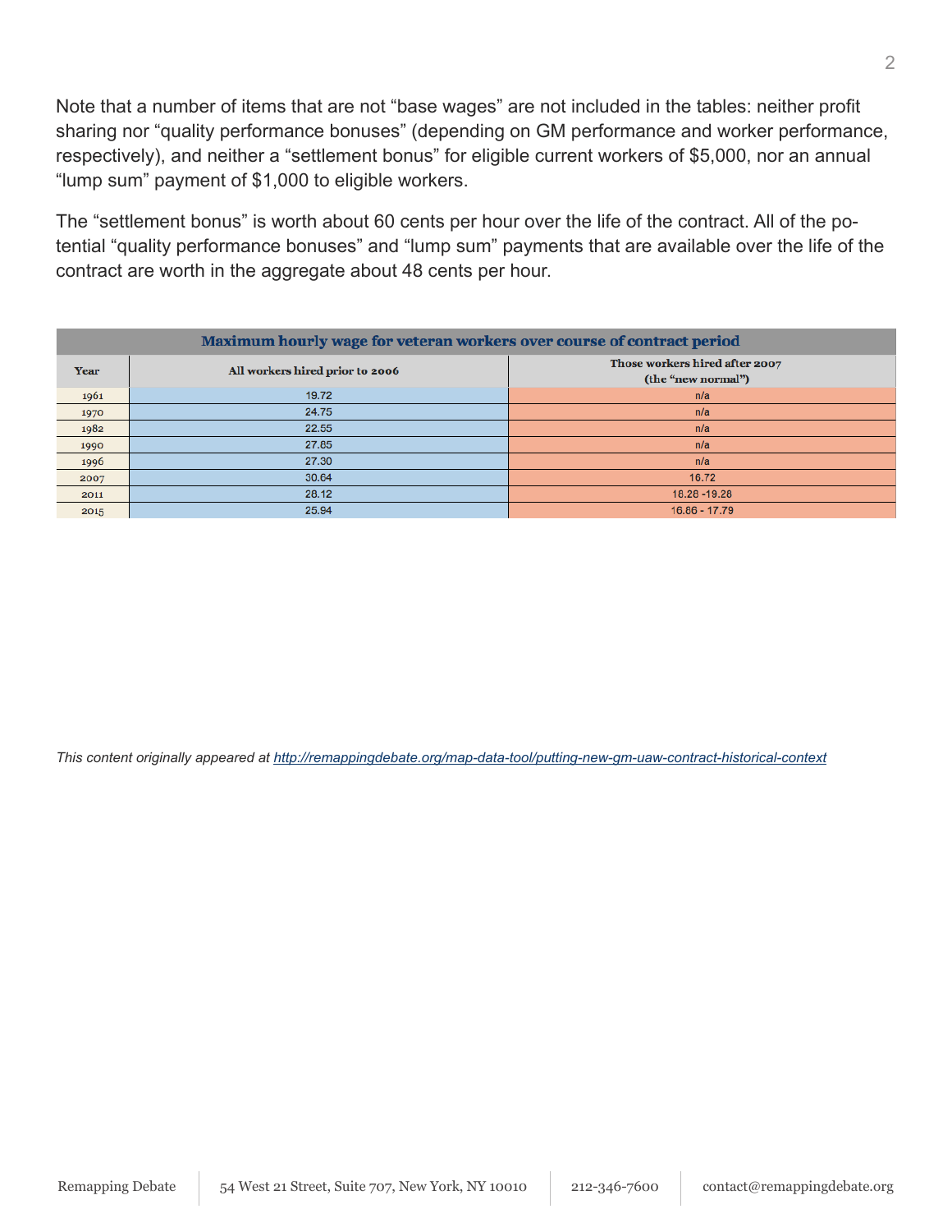Note that a number of items that are not “base wages” are not included in the tables: neither profit sharing nor “quality performance bonuses” (depending on GM performance and worker performance, respectively), and neither a “settlement bonus” for eligible current workers of $5,000, nor an annual “lump sum” payment of $1,000 to eligible workers.

The “settlement bonus” is worth about 60 cents per hour over the life of the contract. All of the potential “quality performance bonuses” and “lump sum” payments that are available over the life of the contract are worth in the aggregate about 48 cents per hour.

| Maximum hourly wage for veteran workers over course of contract period | | |
|---|---|---|
| Year | All workers hired prior to 2006 | Those workers hired after 2007 (the “new normal”) |
| 1961 | 19.72 | n/a |
| 1970 | 24.75 | n/a |
| 1982 | 22.55 | n/a |
| 1990 | 27.85 | n/a |
| 1996 | 27.30 | n/a |
| 2007 | 30.64 | 16.72 |
| 2011 | 28.12 | 18.28 -19.28 |
| 2015 | 25.94 | 16.66 - 17.79 |

*This content originally appeared at [http://remappingdebate.org/map-data-tool/putting-new-gm-uaw-contract-historical-context](http://remappingdebate.org/map-data-tool/putting-new-gm-uaw-contract-historical-context)*

Remapping Debate | 54 West 21 Street, Suite 707, New York, NY 10010 | 212-346-7600 | contact@remappingdebate.org